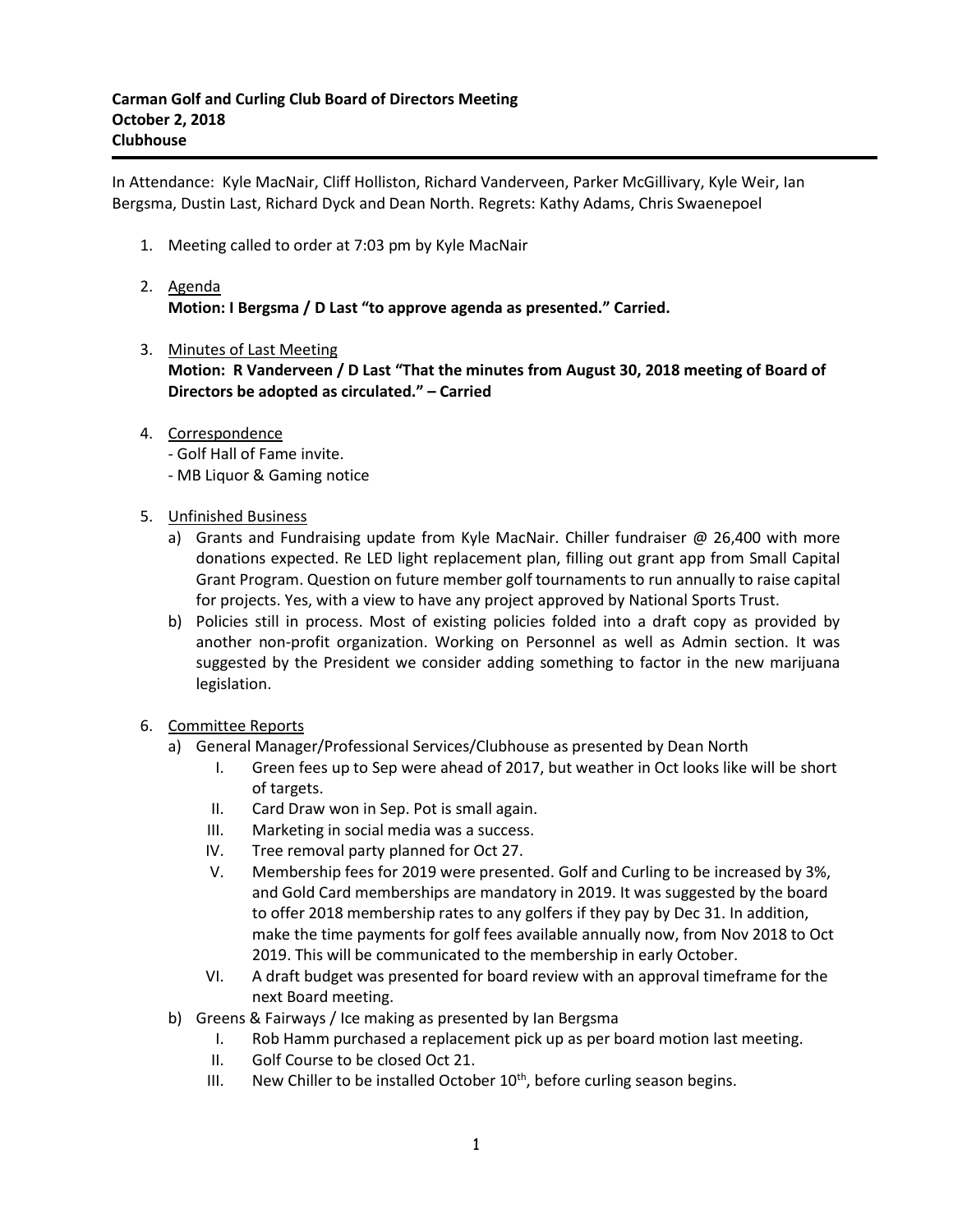**Carman Golf and Curling Club Board of Directors Meeting**
**October 2, 2018**
**Clubhouse**

---

In Attendance: Kyle MacNair, Cliff Holliston, Richard Vanderveen, Parker McGillivary, Kyle Weir, Ian Bergsma, Dustin Last, Richard Dyck and Dean North. Regrets: Kathy Adams, Chris Swaenepoel

1. Meeting called to order at 7:03 pm by Kyle MacNair

2. Agenda
   **Motion: I Bergsma / D Last "to approve agenda as presented." Carried.**

3. Minutes of Last Meeting
   **Motion: R Vanderveen / D Last "That the minutes from August 30, 2018 meeting of Board of Directors be adopted as circulated." – Carried**

4. Correspondence
   - Golf Hall of Fame invite.
   - MB Liquor & Gaming notice

5. Unfinished Business
   a) Grants and Fundraising update from Kyle MacNair. Chiller fundraiser @ 26,400 with more donations expected. Re LED light replacement plan, filling out grant app from Small Capital Grant Program. Question on future member golf tournaments to run annually to raise capital for projects. Yes, with a view to have any project approved by National Sports Trust.
   b) Policies still in process. Most of existing policies folded into a draft copy as provided by another non-profit organization. Working on Personnel as well as Admin section. It was suggested by the President we consider adding something to factor in the new marijuana legislation.

6. Committee Reports
   a) General Manager/Professional Services/Clubhouse as presented by Dean North
      I. Green fees up to Sep were ahead of 2017, but weather in Oct looks like will be short of targets.
      II. Card Draw won in Sep. Pot is small again.
      III. Marketing in social media was a success.
      IV. Tree removal party planned for Oct 27.
      V. Membership fees for 2019 were presented. Golf and Curling to be increased by 3%, and Gold Card memberships are mandatory in 2019. It was suggested by the board to offer 2018 membership rates to any golfers if they pay by Dec 31. In addition, make the time payments for golf fees available annually now, from Nov 2018 to Oct 2019. This will be communicated to the membership in early October.
      VI. A draft budget was presented for board review with an approval timeframe for the next Board meeting.
   b) Greens & Fairways / Ice making as presented by Ian Bergsma
      I. Rob Hamm purchased a replacement pick up as per board motion last meeting.
      II. Golf Course to be closed Oct 21.
      III. New Chiller to be installed October 10th, before curling season begins.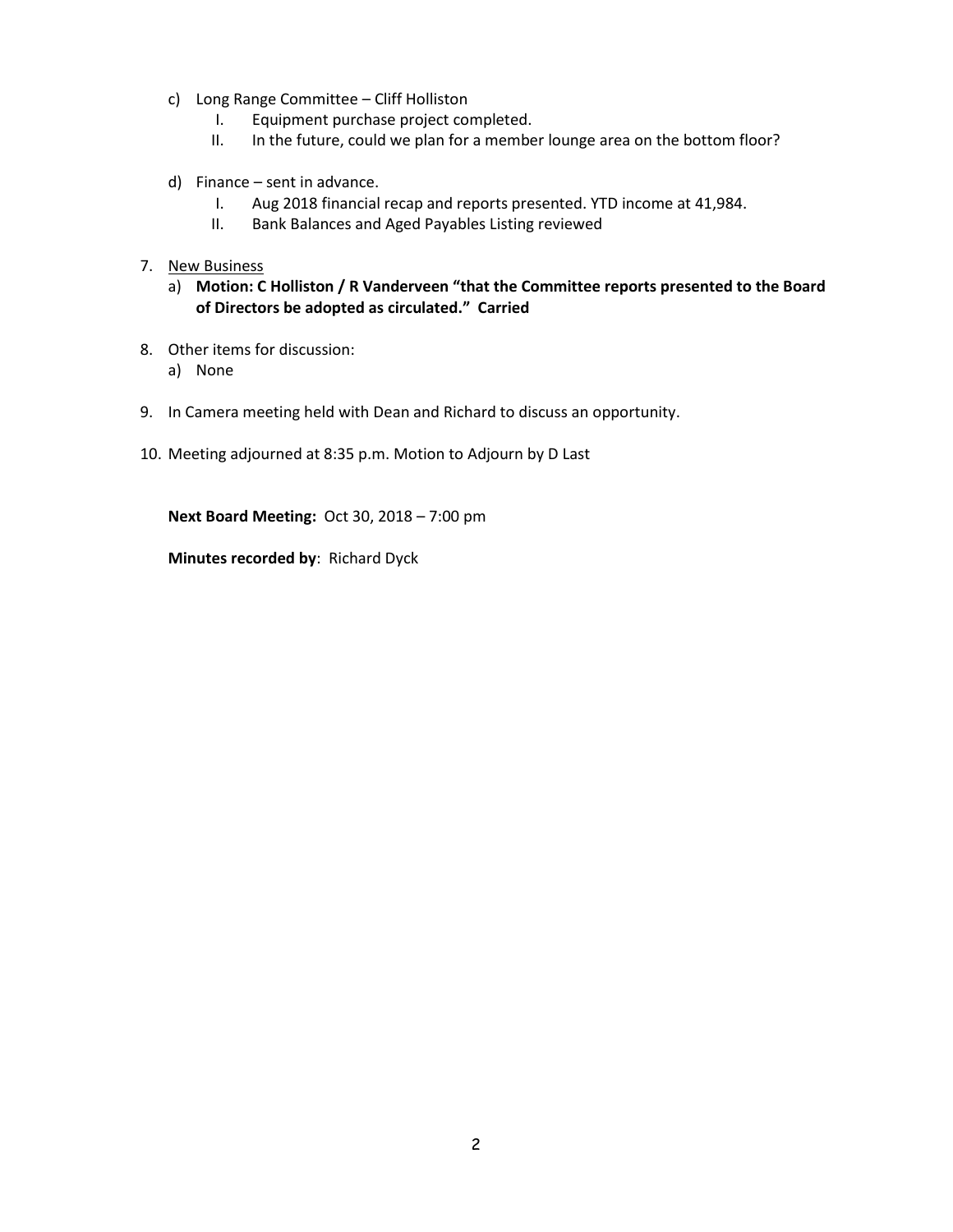c) Long Range Committee – Cliff Holliston
   I. Equipment purchase project completed.
   II. In the future, could we plan for a member lounge area on the bottom floor?

d) Finance – sent in advance.
   I. Aug 2018 financial recap and reports presented. YTD income at 41,984.
   II. Bank Balances and Aged Payables Listing reviewed

7. New Business
   a) **Motion: C Holliston / R Vanderveen "that the Committee reports presented to the Board of Directors be adopted as circulated." Carried**

8. Other items for discussion:
   a) None

9. In Camera meeting held with Dean and Richard to discuss an opportunity.

10. Meeting adjourned at 8:35 p.m. Motion to Adjourn by D Last

**Next Board Meeting:** Oct 30, 2018 – 7:00 pm

**Minutes recorded by**: Richard Dyck